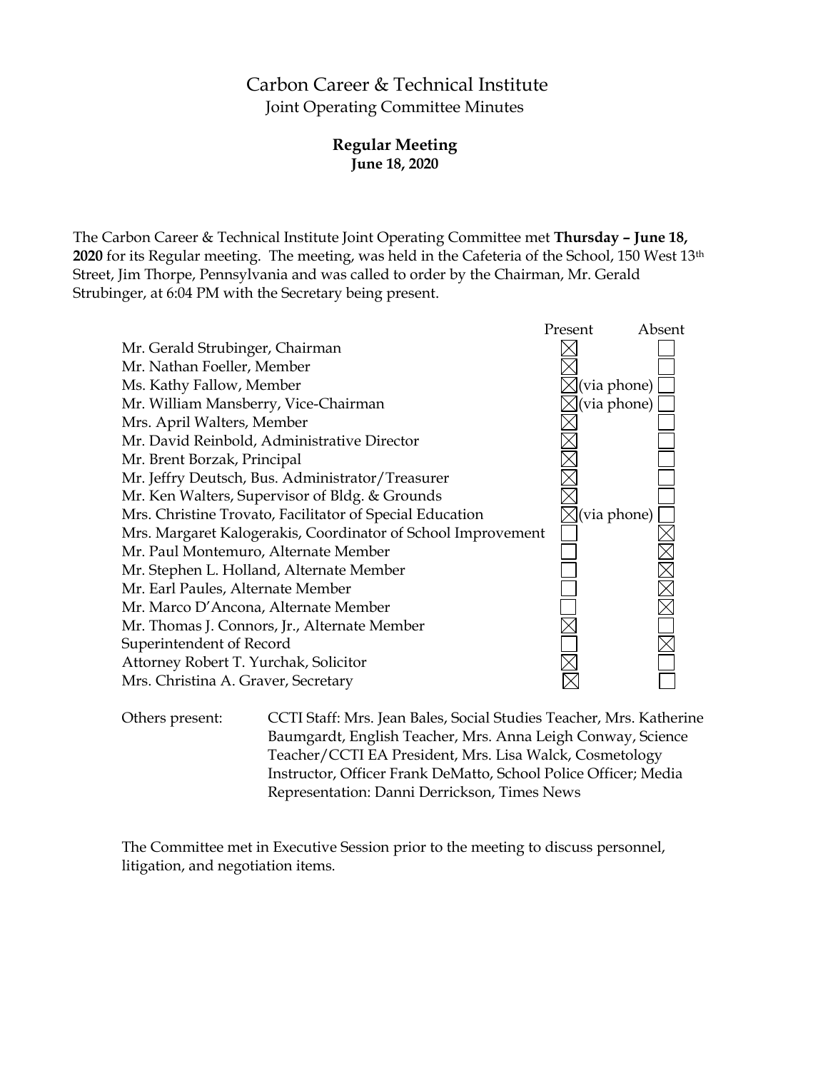# Carbon Career & Technical Institute

Joint Operating Committee Minutes

**Regular Meeting**
**June 18, 2020**

The Carbon Career & Technical Institute Joint Operating Committee met **Thursday – June 18, 2020** for its Regular meeting. The meeting, was held in the Cafeteria of the School, 150 West 13th Street, Jim Thorpe, Pennsylvania and was called to order by the Chairman, Mr. Gerald Strubinger, at 6:04 PM with the Secretary being present.

| | Present | Absent |
|---|---|---|
| Mr. Gerald Strubinger, Chairman | ☒ | ☐ |
| Mr. Nathan Foeller, Member | ☒ | ☐ |
| Ms. Kathy Fallow, Member | ☒(via phone) | ☐ |
| Mr. William Mansberry, Vice-Chairman | ☒(via phone) | ☐ |
| Mrs. April Walters, Member | ☒ | ☐ |
| Mr. David Reinbold, Administrative Director | ☒ | ☐ |
| Mr. Brent Borzak, Principal | ☒ | ☐ |
| Mr. Jeffry Deutsch, Bus. Administrator/Treasurer | ☒ | ☐ |
| Mr. Ken Walters, Supervisor of Bldg. & Grounds | ☒ | ☐ |
| Mrs. Christine Trovato, Facilitator of Special Education | ☒(via phone) | ☐ |
| Mrs. Margaret Kalogerakis, Coordinator of School Improvement | ☐ | ☒ |
| Mr. Paul Montemuro, Alternate Member | ☐ | ☒ |
| Mr. Stephen L. Holland, Alternate Member | ☐ | ☒ |
| Mr. Earl Paules, Alternate Member | ☐ | ☒ |
| Mr. Marco D'Ancona, Alternate Member | ☐ | ☒ |
| Mr. Thomas J. Connors, Jr., Alternate Member | ☒ | ☐ |
| Superintendent of Record | ☐ | ☒ |
| Attorney Robert T. Yurchak, Solicitor | ☒ | ☐ |
| Mrs. Christina A. Graver, Secretary | ☒ | ☐ |

Others present: CCTI Staff: Mrs. Jean Bales, Social Studies Teacher, Mrs. Katherine Baumgardt, English Teacher, Mrs. Anna Leigh Conway, Science Teacher/CCTI EA President, Mrs. Lisa Walck, Cosmetology Instructor, Officer Frank DeMatto, School Police Officer; Media Representation: Danni Derrickson, Times News

The Committee met in Executive Session prior to the meeting to discuss personnel, litigation, and negotiation items.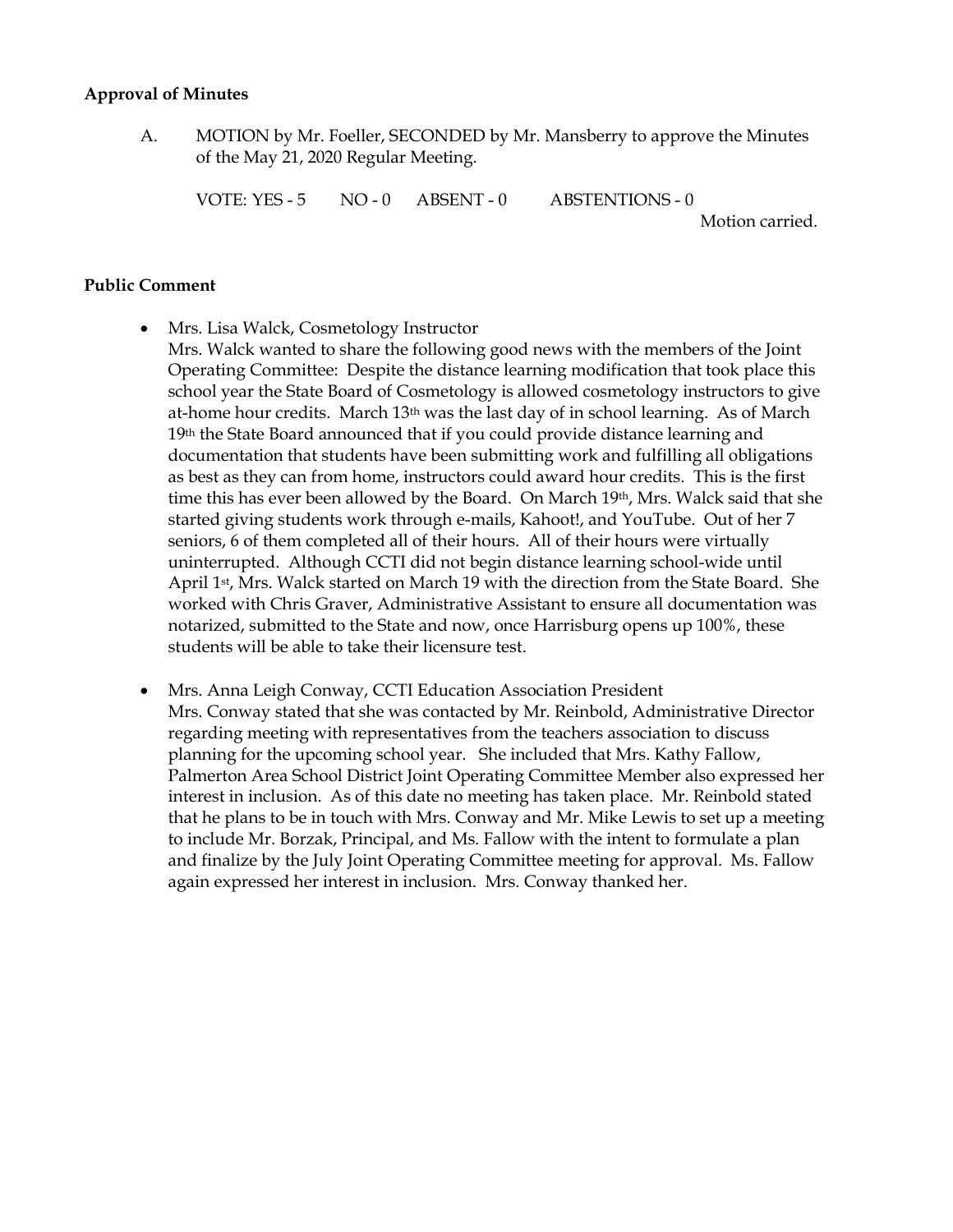**Approval of Minutes**

A. MOTION by Mr. Foeller, SECONDED by Mr. Mansberry to approve the Minutes of the May 21, 2020 Regular Meeting.

VOTE: YES - 5 NO - 0 ABSENT - 0 ABSTENTIONS - 0

Motion carried.

**Public Comment**

- Mrs. Lisa Walck, Cosmetology Instructor
  Mrs. Walck wanted to share the following good news with the members of the Joint Operating Committee: Despite the distance learning modification that took place this school year the State Board of Cosmetology is allowed cosmetology instructors to give at-home hour credits. March 13th was the last day of in school learning. As of March 19th the State Board announced that if you could provide distance learning and documentation that students have been submitting work and fulfilling all obligations as best as they can from home, instructors could award hour credits. This is the first time this has ever been allowed by the Board. On March 19th, Mrs. Walck said that she started giving students work through e-mails, Kahoot!, and YouTube. Out of her 7 seniors, 6 of them completed all of their hours. All of their hours were virtually uninterrupted. Although CCTI did not begin distance learning school-wide until April 1st, Mrs. Walck started on March 19 with the direction from the State Board. She worked with Chris Graver, Administrative Assistant to ensure all documentation was notarized, submitted to the State and now, once Harrisburg opens up 100%, these students will be able to take their licensure test.

- Mrs. Anna Leigh Conway, CCTI Education Association President
  Mrs. Conway stated that she was contacted by Mr. Reinbold, Administrative Director regarding meeting with representatives from the teachers association to discuss planning for the upcoming school year. She included that Mrs. Kathy Fallow, Palmerton Area School District Joint Operating Committee Member also expressed her interest in inclusion. As of this date no meeting has taken place. Mr. Reinbold stated that he plans to be in touch with Mrs. Conway and Mr. Mike Lewis to set up a meeting to include Mr. Borzak, Principal, and Ms. Fallow with the intent to formulate a plan and finalize by the July Joint Operating Committee meeting for approval. Ms. Fallow again expressed her interest in inclusion. Mrs. Conway thanked her.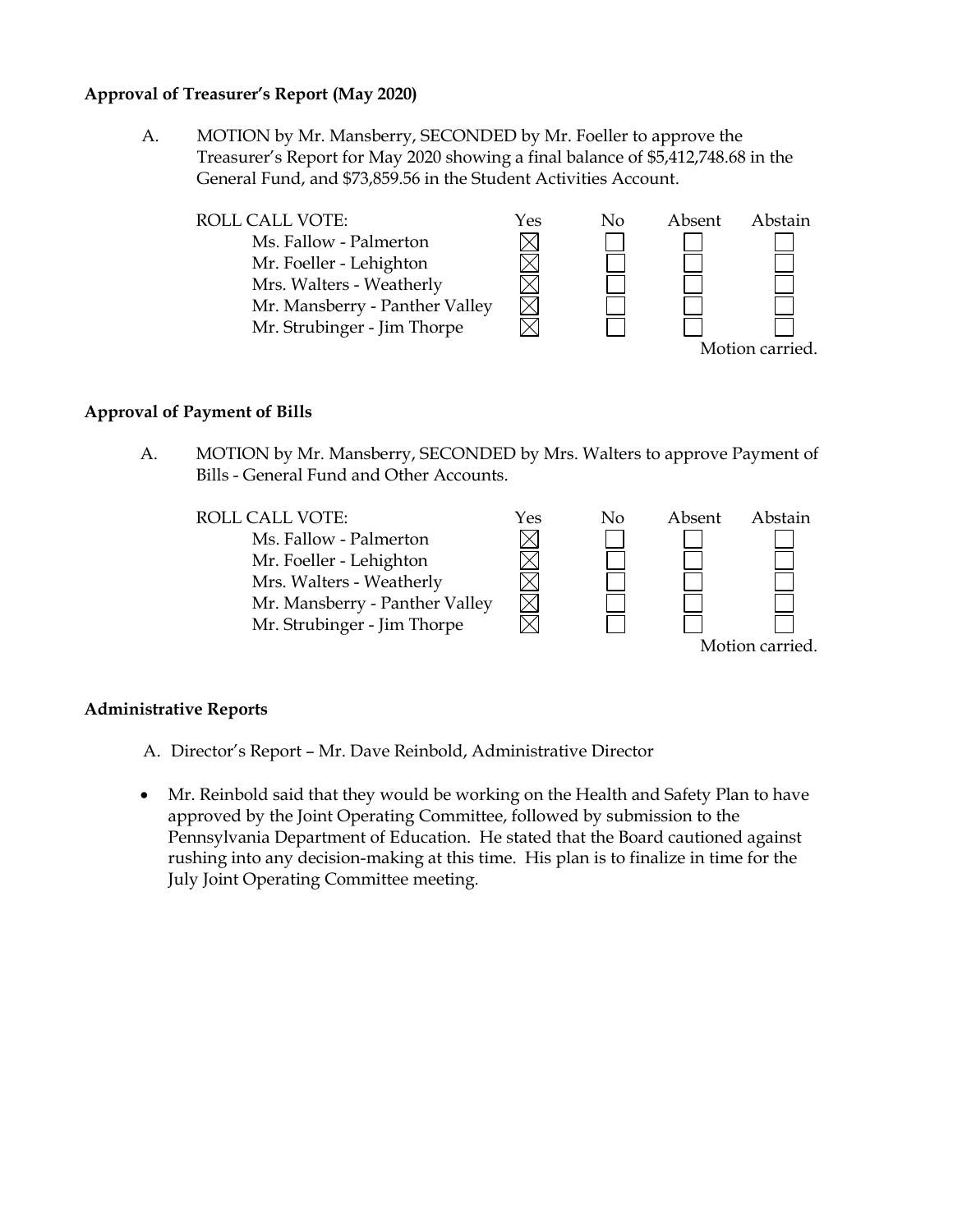**Approval of Treasurer's Report (May 2020)**

A. MOTION by Mr. Mansberry, SECONDED by Mr. Foeller to approve the Treasurer's Report for May 2020 showing a final balance of $5,412,748.68 in the General Fund, and $73,859.56 in the Student Activities Account.

| ROLL CALL VOTE: | Yes | No | Absent | Abstain |
|---|---|---|---|---|
| Ms. Fallow - Palmerton | ☒ | ☐ | ☐ | ☐ |
| Mr. Foeller - Lehighton | ☒ | ☐ | ☐ | ☐ |
| Mrs. Walters - Weatherly | ☒ | ☐ | ☐ | ☐ |
| Mr. Mansberry - Panther Valley | ☒ | ☐ | ☐ | ☐ |
| Mr. Strubinger - Jim Thorpe | ☒ | ☐ | ☐ | ☐ |

Motion carried.

**Approval of Payment of Bills**

A. MOTION by Mr. Mansberry, SECONDED by Mrs. Walters to approve Payment of Bills - General Fund and Other Accounts.

| ROLL CALL VOTE: | Yes | No | Absent | Abstain |
|---|---|---|---|---|
| Ms. Fallow - Palmerton | ☒ | ☐ | ☐ | ☐ |
| Mr. Foeller - Lehighton | ☒ | ☐ | ☐ | ☐ |
| Mrs. Walters - Weatherly | ☒ | ☐ | ☐ | ☐ |
| Mr. Mansberry - Panther Valley | ☒ | ☐ | ☐ | ☐ |
| Mr. Strubinger - Jim Thorpe | ☒ | ☐ | ☐ | ☐ |

Motion carried.

**Administrative Reports**

A. Director's Report – Mr. Dave Reinbold, Administrative Director

- Mr. Reinbold said that they would be working on the Health and Safety Plan to have approved by the Joint Operating Committee, followed by submission to the Pennsylvania Department of Education. He stated that the Board cautioned against rushing into any decision-making at this time. His plan is to finalize in time for the July Joint Operating Committee meeting.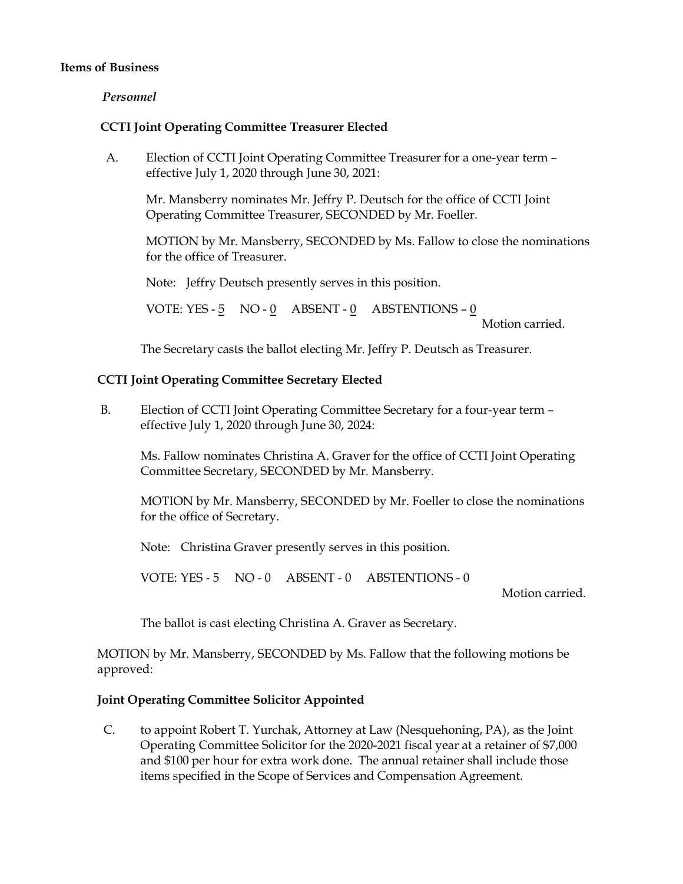**Items of Business**

*Personnel*

**CCTI Joint Operating Committee Treasurer Elected**

A. Election of CCTI Joint Operating Committee Treasurer for a one-year term – effective July 1, 2020 through June 30, 2021:

Mr. Mansberry nominates Mr. Jeffry P. Deutsch for the office of CCTI Joint Operating Committee Treasurer, SECONDED by Mr. Foeller.

MOTION by Mr. Mansberry, SECONDED by Ms. Fallow to close the nominations for the office of Treasurer.

Note: Jeffry Deutsch presently serves in this position.

VOTE: YES - 5 NO - 0 ABSENT - 0 ABSTENTIONS – 0

Motion carried.

The Secretary casts the ballot electing Mr. Jeffry P. Deutsch as Treasurer.

**CCTI Joint Operating Committee Secretary Elected**

B. Election of CCTI Joint Operating Committee Secretary for a four-year term – effective July 1, 2020 through June 30, 2024:

Ms. Fallow nominates Christina A. Graver for the office of CCTI Joint Operating Committee Secretary, SECONDED by Mr. Mansberry.

MOTION by Mr. Mansberry, SECONDED by Mr. Foeller to close the nominations for the office of Secretary.

Note: Christina Graver presently serves in this position.

VOTE: YES - 5 NO - 0 ABSENT - 0 ABSTENTIONS - 0

Motion carried.

The ballot is cast electing Christina A. Graver as Secretary.

MOTION by Mr. Mansberry, SECONDED by Ms. Fallow that the following motions be approved:

**Joint Operating Committee Solicitor Appointed**

C. to appoint Robert T. Yurchak, Attorney at Law (Nesquehoning, PA), as the Joint Operating Committee Solicitor for the 2020-2021 fiscal year at a retainer of $7,000 and $100 per hour for extra work done. The annual retainer shall include those items specified in the Scope of Services and Compensation Agreement.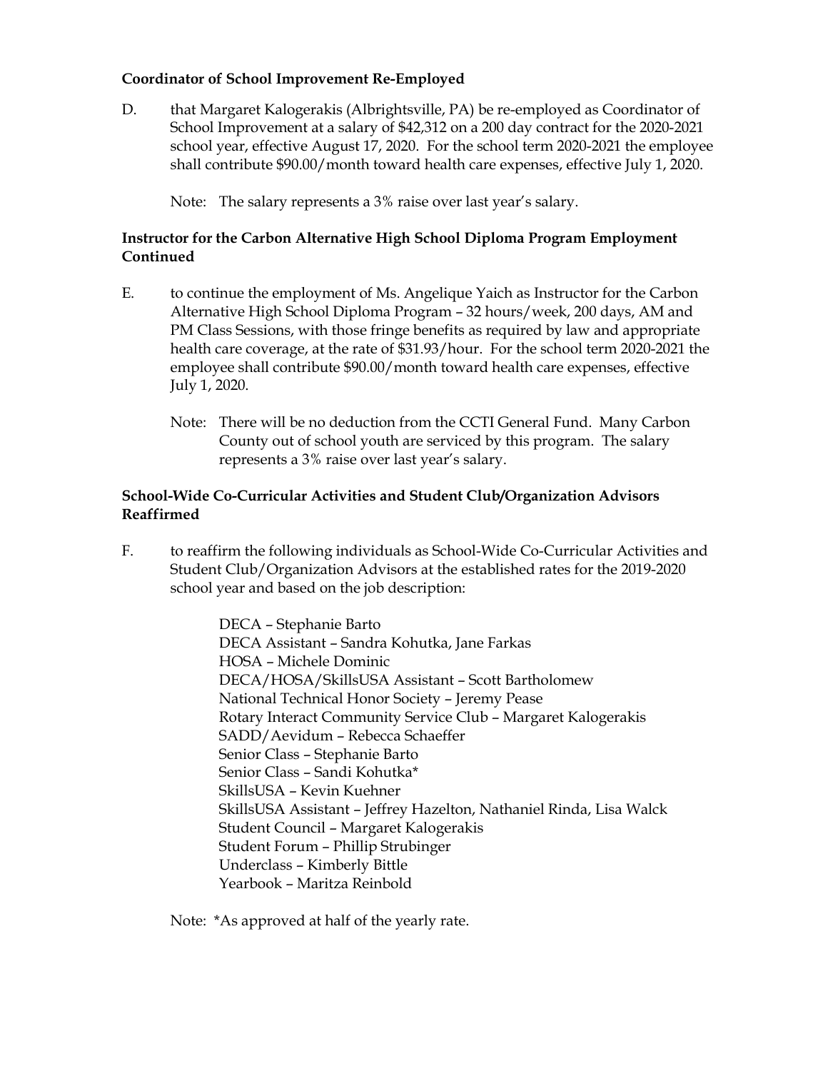**Coordinator of School Improvement Re-Employed**

D. that Margaret Kalogerakis (Albrightsville, PA) be re-employed as Coordinator of School Improvement at a salary of $42,312 on a 200 day contract for the 2020-2021 school year, effective August 17, 2020. For the school term 2020-2021 the employee shall contribute $90.00/month toward health care expenses, effective July 1, 2020.

Note: The salary represents a 3% raise over last year's salary.

**Instructor for the Carbon Alternative High School Diploma Program Employment Continued**

E. to continue the employment of Ms. Angelique Yaich as Instructor for the Carbon Alternative High School Diploma Program – 32 hours/week, 200 days, AM and PM Class Sessions, with those fringe benefits as required by law and appropriate health care coverage, at the rate of $31.93/hour. For the school term 2020-2021 the employee shall contribute $90.00/month toward health care expenses, effective July 1, 2020.

Note: There will be no deduction from the CCTI General Fund. Many Carbon County out of school youth are serviced by this program. The salary represents a 3% raise over last year's salary.

**School-Wide Co-Curricular Activities and Student Club/Organization Advisors Reaffirmed**

F. to reaffirm the following individuals as School-Wide Co-Curricular Activities and Student Club/Organization Advisors at the established rates for the 2019-2020 school year and based on the job description:

DECA – Stephanie Barto
DECA Assistant – Sandra Kohutka, Jane Farkas
HOSA – Michele Dominic
DECA/HOSA/SkillsUSA Assistant – Scott Bartholomew
National Technical Honor Society – Jeremy Pease
Rotary Interact Community Service Club – Margaret Kalogerakis
SADD/Aevidum – Rebecca Schaeffer
Senior Class – Stephanie Barto
Senior Class – Sandi Kohutka*
SkillsUSA – Kevin Kuehner
SkillsUSA Assistant – Jeffrey Hazelton, Nathaniel Rinda, Lisa Walck
Student Council – Margaret Kalogerakis
Student Forum – Phillip Strubinger
Underclass – Kimberly Bittle
Yearbook – Maritza Reinbold

Note: *As approved at half of the yearly rate.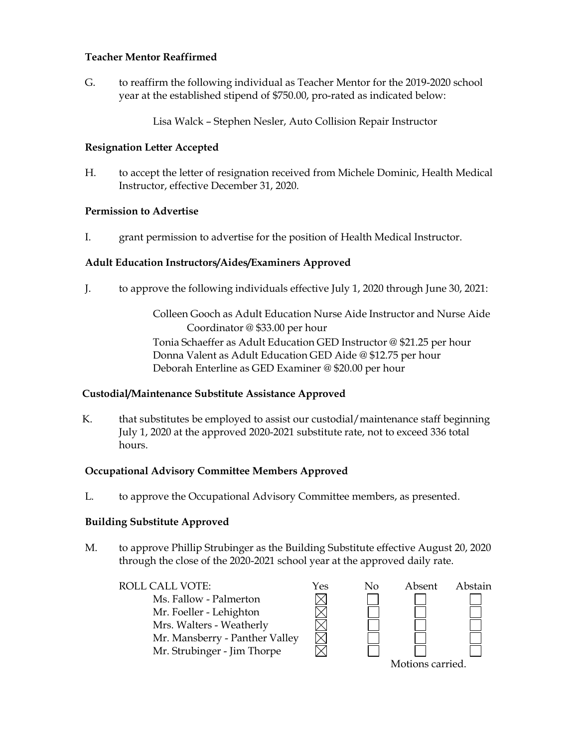**Teacher Mentor Reaffirmed**

G. to reaffirm the following individual as Teacher Mentor for the 2019-2020 school year at the established stipend of $750.00, pro-rated as indicated below:

Lisa Walck – Stephen Nesler, Auto Collision Repair Instructor

**Resignation Letter Accepted**

H. to accept the letter of resignation received from Michele Dominic, Health Medical Instructor, effective December 31, 2020.

**Permission to Advertise**

I. grant permission to advertise for the position of Health Medical Instructor.

**Adult Education Instructors/Aides/Examiners Approved**

J. to approve the following individuals effective July 1, 2020 through June 30, 2021:

Colleen Gooch as Adult Education Nurse Aide Instructor and Nurse Aide Coordinator @ $33.00 per hour
Tonia Schaeffer as Adult Education GED Instructor @ $21.25 per hour
Donna Valent as Adult Education GED Aide @ $12.75 per hour
Deborah Enterline as GED Examiner @ $20.00 per hour

**Custodial/Maintenance Substitute Assistance Approved**

K. that substitutes be employed to assist our custodial/maintenance staff beginning July 1, 2020 at the approved 2020-2021 substitute rate, not to exceed 336 total hours.

**Occupational Advisory Committee Members Approved**

L. to approve the Occupational Advisory Committee members, as presented.

**Building Substitute Approved**

M. to approve Phillip Strubinger as the Building Substitute effective August 20, 2020 through the close of the 2020-2021 school year at the approved daily rate.

| ROLL CALL VOTE: | Yes | No | Absent | Abstain |
|---|---|---|---|---|
| Ms. Fallow - Palmerton | ☒ | ☐ | ☐ | ☐ |
| Mr. Foeller - Lehighton | ☒ | ☐ | ☐ | ☐ |
| Mrs. Walters - Weatherly | ☒ | ☐ | ☐ | ☐ |
| Mr. Mansberry - Panther Valley | ☒ | ☐ | ☐ | ☐ |
| Mr. Strubinger - Jim Thorpe | ☒ | ☐ | ☐ | ☐ |

Motions carried.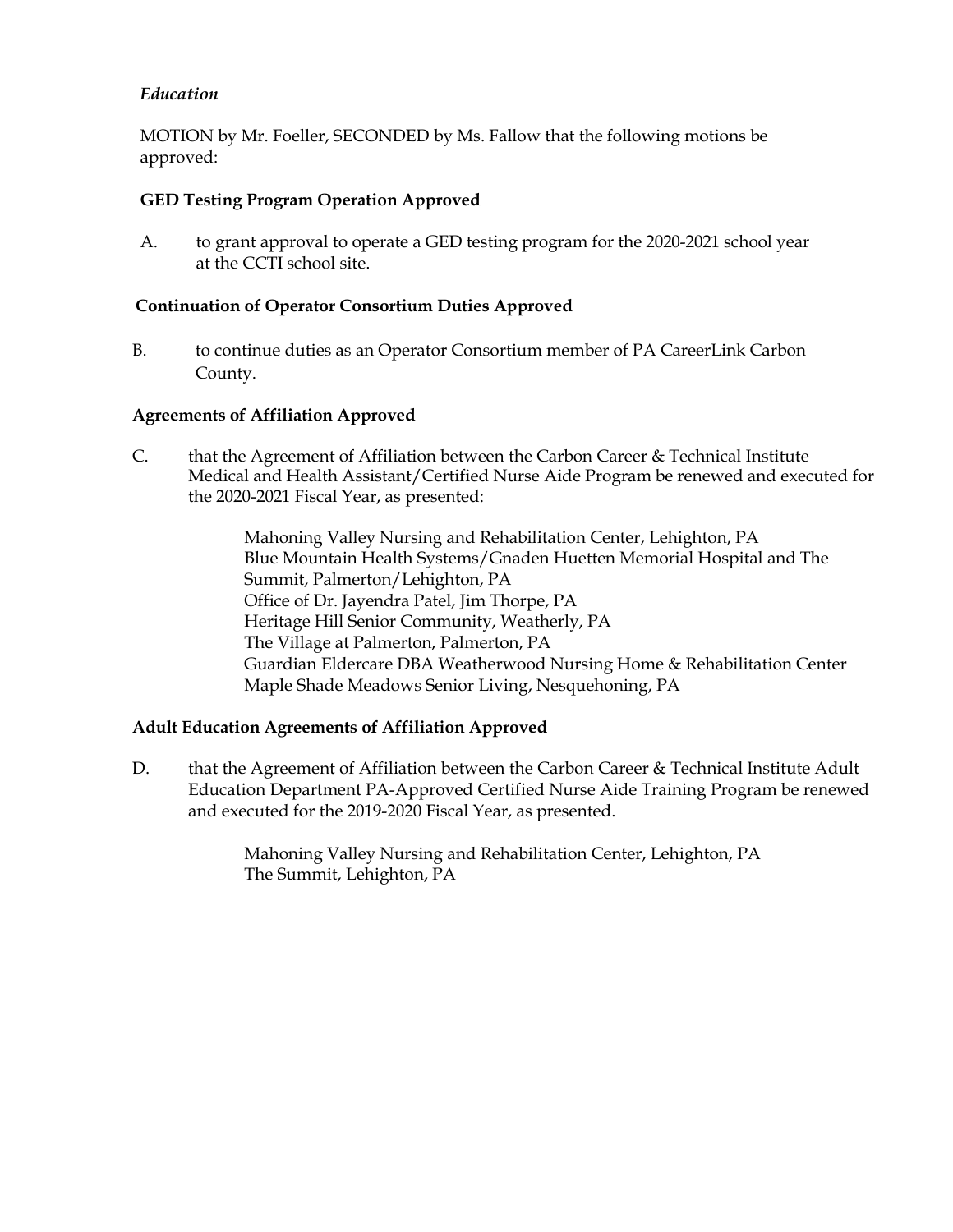*Education*

MOTION by Mr. Foeller, SECONDED by Ms. Fallow that the following motions be approved:

**GED Testing Program Operation Approved**

A. to grant approval to operate a GED testing program for the 2020-2021 school year at the CCTI school site.

**Continuation of Operator Consortium Duties Approved**

B. to continue duties as an Operator Consortium member of PA CareerLink Carbon County.

**Agreements of Affiliation Approved**

C. that the Agreement of Affiliation between the Carbon Career & Technical Institute Medical and Health Assistant/Certified Nurse Aide Program be renewed and executed for the 2020-2021 Fiscal Year, as presented:

Mahoning Valley Nursing and Rehabilitation Center, Lehighton, PA
Blue Mountain Health Systems/Gnaden Huetten Memorial Hospital and The Summit, Palmerton/Lehighton, PA
Office of Dr. Jayendra Patel, Jim Thorpe, PA
Heritage Hill Senior Community, Weatherly, PA
The Village at Palmerton, Palmerton, PA
Guardian Eldercare DBA Weatherwood Nursing Home & Rehabilitation Center
Maple Shade Meadows Senior Living, Nesquehoning, PA

**Adult Education Agreements of Affiliation Approved**

D. that the Agreement of Affiliation between the Carbon Career & Technical Institute Adult Education Department PA-Approved Certified Nurse Aide Training Program be renewed and executed for the 2019-2020 Fiscal Year, as presented.

Mahoning Valley Nursing and Rehabilitation Center, Lehighton, PA
The Summit, Lehighton, PA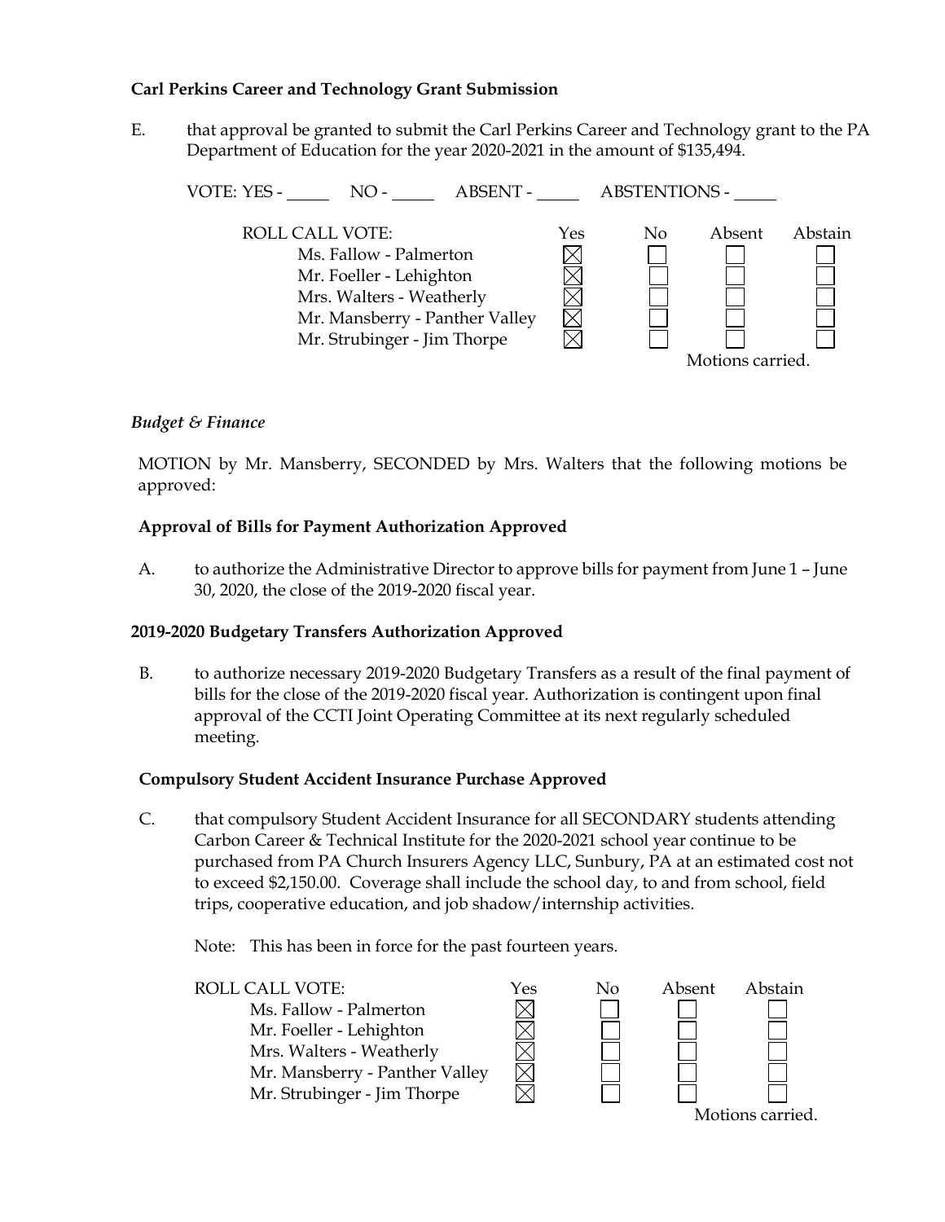**Carl Perkins Career and Technology Grant Submission**

E. that approval be granted to submit the Carl Perkins Career and Technology grant to the PA Department of Education for the year 2020-2021 in the amount of $135,494.

VOTE: YES - ______ NO - ______ ABSENT - ______ ABSTENTIONS - ______

| ROLL CALL VOTE: | Yes | No | Absent | Abstain |
|---|---|---|---|---|
| Ms. Fallow - Palmerton | ☒ | ☐ | ☐ | ☐ |
| Mr. Foeller - Lehighton | ☒ | ☐ | ☐ | ☐ |
| Mrs. Walters - Weatherly | ☒ | ☐ | ☐ | ☐ |
| Mr. Mansberry - Panther Valley | ☒ | ☐ | ☐ | ☐ |
| Mr. Strubinger - Jim Thorpe | ☒ | ☐ | ☐ | ☐ |

Motions carried.

*Budget & Finance*

MOTION by Mr. Mansberry, SECONDED by Mrs. Walters that the following motions be approved:

**Approval of Bills for Payment Authorization Approved**

A. to authorize the Administrative Director to approve bills for payment from June 1 – June 30, 2020, the close of the 2019-2020 fiscal year.

**2019-2020 Budgetary Transfers Authorization Approved**

B. to authorize necessary 2019-2020 Budgetary Transfers as a result of the final payment of bills for the close of the 2019-2020 fiscal year. Authorization is contingent upon final approval of the CCTI Joint Operating Committee at its next regularly scheduled meeting.

**Compulsory Student Accident Insurance Purchase Approved**

C. that compulsory Student Accident Insurance for all SECONDARY students attending Carbon Career & Technical Institute for the 2020-2021 school year continue to be purchased from PA Church Insurers Agency LLC, Sunbury, PA at an estimated cost not to exceed $2,150.00. Coverage shall include the school day, to and from school, field trips, cooperative education, and job shadow/internship activities.

Note: This has been in force for the past fourteen years.

| ROLL CALL VOTE: | Yes | No | Absent | Abstain |
|---|---|---|---|---|
| Ms. Fallow - Palmerton | ☒ | ☐ | ☐ | ☐ |
| Mr. Foeller - Lehighton | ☒ | ☐ | ☐ | ☐ |
| Mrs. Walters - Weatherly | ☒ | ☐ | ☐ | ☐ |
| Mr. Mansberry - Panther Valley | ☒ | ☐ | ☐ | ☐ |
| Mr. Strubinger - Jim Thorpe | ☒ | ☐ | ☐ | ☐ |

Motions carried.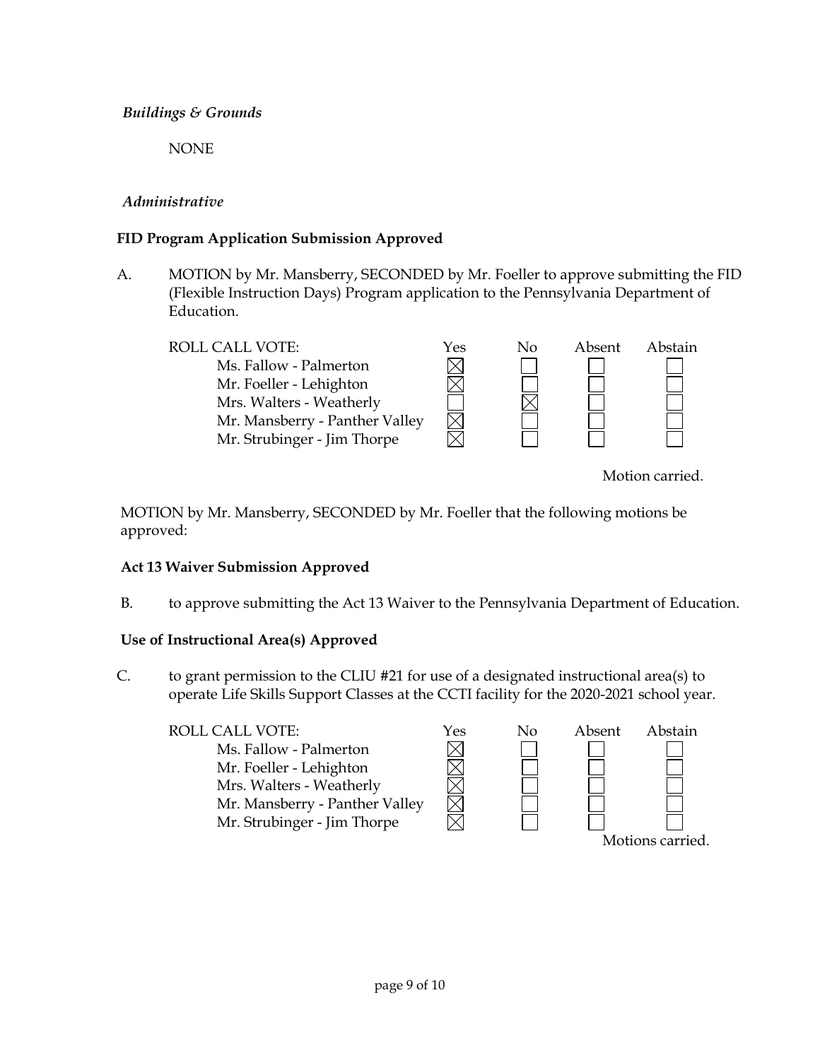*Buildings & Grounds*

NONE

*Administrative*

**FID Program Application Submission Approved**

A. MOTION by Mr. Mansberry, SECONDED by Mr. Foeller to approve submitting the FID (Flexible Instruction Days) Program application to the Pennsylvania Department of Education.

| ROLL CALL VOTE: | Yes | No | Absent | Abstain |
|---|---|---|---|---|
| Ms. Fallow - Palmerton | ☒ | ☐ | ☐ | ☐ |
| Mr. Foeller - Lehighton | ☒ | ☐ | ☐ | ☐ |
| Mrs. Walters - Weatherly | ☐ | ☒ | ☐ | ☐ |
| Mr. Mansberry - Panther Valley | ☒ | ☐ | ☐ | ☐ |
| Mr. Strubinger - Jim Thorpe | ☒ | ☐ | ☐ | ☐ |

Motion carried.

MOTION by Mr. Mansberry, SECONDED by Mr. Foeller that the following motions be approved:

**Act 13 Waiver Submission Approved**

B. to approve submitting the Act 13 Waiver to the Pennsylvania Department of Education.

**Use of Instructional Area(s) Approved**

C. to grant permission to the CLIU #21 for use of a designated instructional area(s) to operate Life Skills Support Classes at the CCTI facility for the 2020-2021 school year.

| ROLL CALL VOTE: | Yes | No | Absent | Abstain |
|---|---|---|---|---|
| Ms. Fallow - Palmerton | ☒ | ☐ | ☐ | ☐ |
| Mr. Foeller - Lehighton | ☒ | ☐ | ☐ | ☐ |
| Mrs. Walters - Weatherly | ☒ | ☐ | ☐ | ☐ |
| Mr. Mansberry - Panther Valley | ☒ | ☐ | ☐ | ☐ |
| Mr. Strubinger - Jim Thorpe | ☒ | ☐ | ☐ | ☐ |

Motions carried.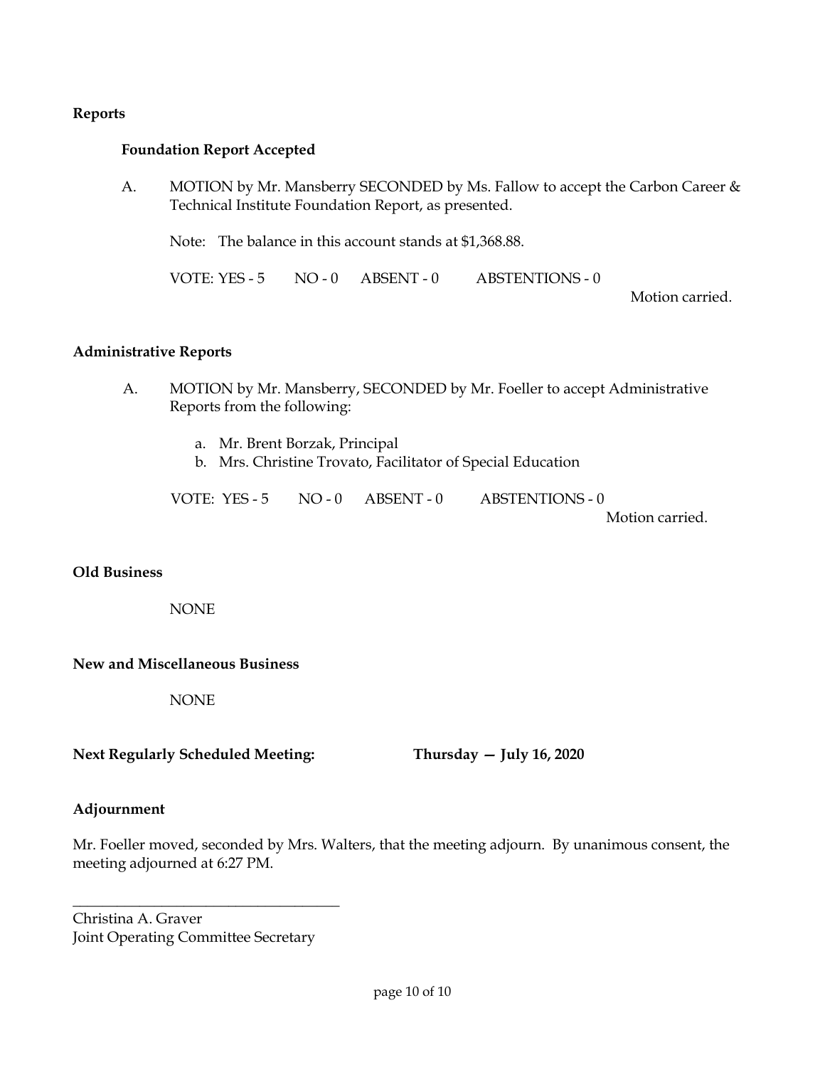**Reports**

**Foundation Report Accepted**

A. MOTION by Mr. Mansberry SECONDED by Ms. Fallow to accept the Carbon Career & Technical Institute Foundation Report, as presented.

Note: The balance in this account stands at $1,368.88.

VOTE: YES - 5 NO - 0 ABSENT - 0 ABSTENTIONS - 0

Motion carried.

**Administrative Reports**

A. MOTION by Mr. Mansberry, SECONDED by Mr. Foeller to accept Administrative Reports from the following:

a. Mr. Brent Borzak, Principal
b. Mrs. Christine Trovato, Facilitator of Special Education

VOTE: YES - 5 NO - 0 ABSENT - 0 ABSTENTIONS - 0

Motion carried.

**Old Business**

NONE

**New and Miscellaneous Business**

NONE

**Next Regularly Scheduled Meeting:** **Thursday — July 16, 2020**

**Adjournment**

Mr. Foeller moved, seconded by Mrs. Walters, that the meeting adjourn. By unanimous consent, the meeting adjourned at 6:27 PM.

\_\_\_\_\_\_\_\_\_\_\_\_\_\_\_\_\_\_\_\_\_\_\_\_\_\_\_\_\_\_\_\_\_\_\_\_

Christina A. Graver
Joint Operating Committee Secretary